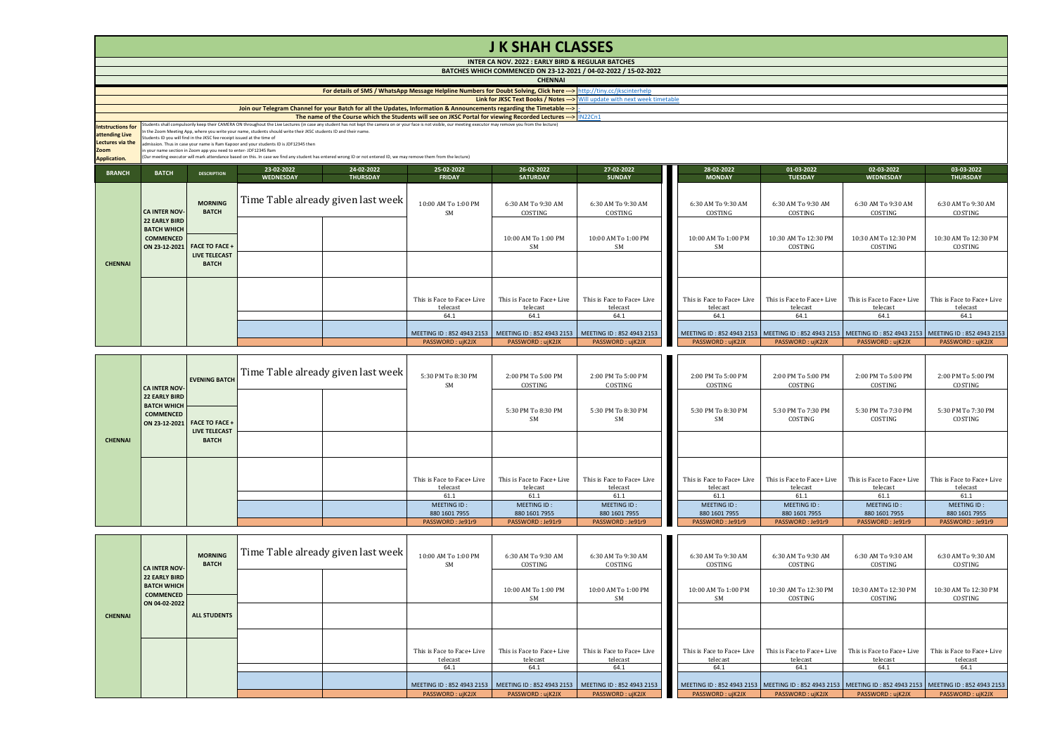# J K SHAH CLASSES

**INTER CA NOV. 2022 : EARLY BIRD & REGULAR BATCHES**

**BATCHES WHICH COMMENCED ON 23-12-2021 / 04-02-2022 / 15-02-2022**

**CHENNAI**

For details of SMS / WhatsApp Message Helpline Numbers for Doubt Solving, Click here ---> http://tiny.cc/jkscinterhelp

Link for JKSC Text Books / Notes ---> Will update with next week timetable

Join our Telegram Channel for your Batch for all the Updates, Information & Announcements regarding the Timetable ---> -

The name of the Course which the Students will see on JKSC Portal for viewing Recorded Lectures ---> IN22Cn1

**Intstructions for attending Live Lectures via the Zoom Application.**

Students shall compulsorily keep their CAMERA ON throughout the Live Lectures (in case any student has not kept the camera on or your face is not visible, our meeting executor may remove you from the lecture)
In the Zoom Meeting App, where you write your name, students should write their JKSC students ID and their name.
Students ID you will find in the JKSC fee receipt issued at the time of admission. Thus in case your name is Ram Kapoor and your students ID is JDF12345 then in your name section in Zoom app you need to enter- JDF12345 Ram
(Our meeting executor will mark attendance based on this. In case we find any student has entered wrong ID or not entered ID, we may remove them from the lecture)

| BRANCH | BATCH | DESCRIPTION | 23-02-2022 WEDNESDAY | 24-02-2022 THURSDAY | 25-02-2022 FRIDAY | 26-02-2022 SATURDAY | 27-02-2022 SUNDAY | 28-02-2022 MONDAY | 01-03-2022 TUESDAY | 02-03-2022 WEDNESDAY | 03-03-2022 THURSDAY |
|---|---|---|---|---|---|---|---|---|---|---|---|
| CHENNAI | CA INTER NOV-22 EARLY BIRD BATCH WHICH COMMENCED ON 23-12-2021 | MORNING BATCH | Time Table already given last week | | 10:00 AM To 1:00 PM SM | 6:30 AM To 9:30 AM COSTING | 6:30 AM To 9:30 AM COSTING | 6:30 AM To 9:30 AM COSTING | 6:30 AM To 9:30 AM COSTING | 6:30 AM To 9:30 AM COSTING | 6:30 AM To 9:30 AM COSTING |
| | | FACE TO FACE + LIVE TELECAST BATCH | | | | 10:00 AM To 1:00 PM SM | 10:00 AM To 1:00 PM SM | 10:00 AM To 1:00 PM SM | 10:30 AM To 12:30 PM COSTING | 10:30 AM To 12:30 PM COSTING | 10:30 AM To 12:30 PM COSTING |
| | | | | | | | | | | | |
| | | | | | This is Face to Face+ Live telecast | This is Face to Face+ Live telecast | This is Face to Face+ Live telecast | This is Face to Face+ Live telecast | This is Face to Face+ Live telecast | This is Face to Face+ Live telecast | This is Face to Face+ Live telecast |
| | | | | | 64.1 | 64.1 | 64.1 | 64.1 | 64.1 | 64.1 | 64.1 |
| | | | | | MEETING ID : 852 4943 2153 | MEETING ID : 852 4943 2153 | MEETING ID : 852 4943 2153 | MEETING ID : 852 4943 2153 | MEETING ID : 852 4943 2153 | MEETING ID : 852 4943 2153 | MEETING ID : 852 4943 2153 |
| | | | | | PASSWORD : ujK2JX | PASSWORD : ujK2JX | PASSWORD : ujK2JX | PASSWORD : ujK2JX | PASSWORD : ujK2JX | PASSWORD : ujK2JX | PASSWORD : ujK2JX |

| BRANCH | BATCH | DESCRIPTION | 23-02-2022 WEDNESDAY | 24-02-2022 THURSDAY | 25-02-2022 FRIDAY | 26-02-2022 SATURDAY | 27-02-2022 SUNDAY | 28-02-2022 MONDAY | 01-03-2022 TUESDAY | 02-03-2022 WEDNESDAY | 03-03-2022 THURSDAY |
|---|---|---|---|---|---|---|---|---|---|---|---|
| CHENNAI | CA INTER NOV-22 EARLY BIRD BATCH WHICH COMMENCED ON 23-12-2021 | EVENING BATCH | Time Table already given last week | | 5:30 PM To 8:30 PM SM | 2:00 PM To 5:00 PM COSTING | 2:00 PM To 5:00 PM COSTING | 2:00 PM To 5:00 PM COSTING | 2:00 PM To 5:00 PM COSTING | 2:00 PM To 5:00 PM COSTING | 2:00 PM To 5:00 PM COSTING |
| | | FACE TO FACE + LIVE TELECAST BATCH | | | | 5:30 PM To 8:30 PM SM | 5:30 PM To 8:30 PM SM | 5:30 PM To 8:30 PM SM | 5:30 PM To 7:30 PM COSTING | 5:30 PM To 7:30 PM COSTING | 5:30 PM To 7:30 PM COSTING |
| | | | | | | | | | | | |
| | | | | | This is Face to Face+ Live telecast | This is Face to Face+ Live telecast | This is Face to Face+ Live telecast | This is Face to Face+ Live telecast | This is Face to Face+ Live telecast | This is Face to Face+ Live telecast | This is Face to Face+ Live telecast |
| | | | | | 61.1 | 61.1 | 61.1 | 61.1 | 61.1 | 61.1 | 61.1 |
| | | | | | MEETING ID : 880 1601 7955 | MEETING ID : 880 1601 7955 | MEETING ID : 880 1601 7955 | MEETING ID : 880 1601 7955 | MEETING ID : 880 1601 7955 | MEETING ID : 880 1601 7955 | MEETING ID : 880 1601 7955 |
| | | | | | PASSWORD : Je91r9 | PASSWORD : Je91r9 | PASSWORD : Je91r9 | PASSWORD : Je91r9 | PASSWORD : Je91r9 | PASSWORD : Je91r9 | PASSWORD : Je91r9 |

| BRANCH | BATCH | DESCRIPTION | 23-02-2022 WEDNESDAY | 24-02-2022 THURSDAY | 25-02-2022 FRIDAY | 26-02-2022 SATURDAY | 27-02-2022 SUNDAY | 28-02-2022 MONDAY | 01-03-2022 TUESDAY | 02-03-2022 WEDNESDAY | 03-03-2022 THURSDAY |
|---|---|---|---|---|---|---|---|---|---|---|---|
| CHENNAI | CA INTER NOV-22 EARLY BIRD BATCH WHICH COMMENCED ON 04-02-2022 | MORNING BATCH | Time Table already given last week | | 10:00 AM To 1:00 PM SM | 6:30 AM To 9:30 AM COSTING | 6:30 AM To 9:30 AM COSTING | 6:30 AM To 9:30 AM COSTING | 6:30 AM To 9:30 AM COSTING | 6:30 AM To 9:30 AM COSTING | 6:30 AM To 9:30 AM COSTING |
| | | ALL STUDENTS | | | | 10:00 AM To 1:00 PM SM | 10:00 AM To 1:00 PM SM | 10:00 AM To 1:00 PM SM | 10:30 AM To 12:30 PM COSTING | 10:30 AM To 12:30 PM COSTING | 10:30 AM To 12:30 PM COSTING |
| | | | | | | | | | | | |
| | | | | | This is Face to Face+ Live telecast | This is Face to Face+ Live telecast | This is Face to Face+ Live telecast | This is Face to Face+ Live telecast | This is Face to Face+ Live telecast | This is Face to Face+ Live telecast | This is Face to Face+ Live telecast |
| | | | | | 64.1 | 64.1 | 64.1 | 64.1 | 64.1 | 64.1 | 64.1 |
| | | | | | MEETING ID : 852 4943 2153 | MEETING ID : 852 4943 2153 | MEETING ID : 852 4943 2153 | MEETING ID : 852 4943 2153 | MEETING ID : 852 4943 2153 | MEETING ID : 852 4943 2153 | MEETING ID : 852 4943 2153 |
| | | | | | PASSWORD : ujK2JX | PASSWORD : ujK2JX | PASSWORD : ujK2JX | PASSWORD : ujK2JX | PASSWORD : ujK2JX | PASSWORD : ujK2JX | PASSWORD : ujK2JX |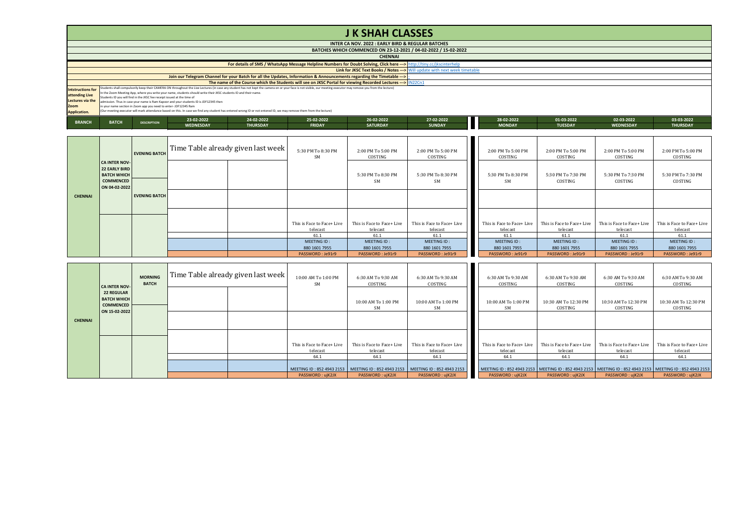# J K SHAH CLASSES

## INTER CA NOV. 2022 : EARLY BIRD & REGULAR BATCHES

### BATCHES WHICH COMMENCED ON 23-12-2021 / 04-02-2022 / 15-02-2022

### CHENNAI

For details of SMS / WhatsApp Message Helpline Numbers for Doubt Solving, Click here ---> http://tiny.cc/jkscinterhelp

Link for JKSC Text Books / Notes ---> Will update with next week timetable

Join our Telegram Channel for your Batch for all the Updates, Information & Announcements regarding the Timetable ---> -

The name of the Course which the Students will see on JKSC Portal for viewing Recorded Lectures ---> IN22Cn1

**Intstructions for attending Live Lectures via the Zoom Application.**

Students shall compulsorily keep their CAMERA ON throughout the Live Lectures (in case any student has not kept the camera on or your face is not visible, our meeting executor may remove you from the lecture)
In the Zoom Meeting App, where you write your name, students should write their JKSC students ID and their name.
Students ID you will find in the JKSC fee receipt issued at the time of admission. Thus in case your name is Ram Kapoor and your students ID is JDF12345 then in your name section in Zoom app you need to enter- JDF12345 Ram
(Our meeting executor will mark attendance based on this. In case we find any student has entered wrong ID or not entered ID, we may remove them from the lecture)

| BRANCH | BATCH | DESCRIPTION | 23-02-2022 WEDNESDAY | 24-02-2022 THURSDAY | 25-02-2022 FRIDAY | 26-02-2022 SATURDAY | 27-02-2022 SUNDAY | 28-02-2022 MONDAY | 01-03-2022 TUESDAY | 02-03-2022 WEDNESDAY | 03-03-2022 THURSDAY |
|---|---|---|---|---|---|---|---|---|---|---|---|
| CHENNAI | CA INTER NOV-22 EARLY BIRD BATCH WHICH COMMENCED ON 04-02-2022 | EVENING BATCH | Time Table already given last week | | 5:30 PM To 8:30 PM SM | 2:00 PM To 5:00 PM COSTING | 2:00 PM To 5:00 PM COSTING | 2:00 PM To 5:00 PM COSTING | 2:00 PM To 5:00 PM COSTING | 2:00 PM To 5:00 PM COSTING | 2:00 PM To 5:00 PM COSTING |
| | | | | | | 5:30 PM To 8:30 PM SM | 5:30 PM To 8:30 PM SM | 5:30 PM To 8:30 PM SM | 5:30 PM To 7:30 PM COSTING | 5:30 PM To 7:30 PM COSTING | 5:30 PM To 7:30 PM COSTING |
| | | EVENING BATCH | | | | | | | | | |
| | | | | | This is Face to Face+ Live telecast | This is Face to Face+ Live telecast | This is Face to Face+ Live telecast | This is Face to Face+ Live telecast | This is Face to Face+ Live telecast | This is Face to Face+ Live telecast | This is Face to Face+ Live telecast |
| | | | | | 61.1 | 61.1 | 61.1 | 61.1 | 61.1 | 61.1 | 61.1 |
| | | | | | MEETING ID : 880 1601 7955 | MEETING ID : 880 1601 7955 | MEETING ID : 880 1601 7955 | MEETING ID : 880 1601 7955 | MEETING ID : 880 1601 7955 | MEETING ID : 880 1601 7955 | MEETING ID : 880 1601 7955 |
| | | | | | PASSWORD : Je91r9 | PASSWORD : Je91r9 | PASSWORD : Je91r9 | PASSWORD : Je91r9 | PASSWORD : Je91r9 | PASSWORD : Je91r9 | PASSWORD : Je91r9 |

| BRANCH | BATCH | DESCRIPTION | 23-02-2022 WEDNESDAY | 24-02-2022 THURSDAY | 25-02-2022 FRIDAY | 26-02-2022 SATURDAY | 27-02-2022 SUNDAY | 28-02-2022 MONDAY | 01-03-2022 TUESDAY | 02-03-2022 WEDNESDAY | 03-03-2022 THURSDAY |
|---|---|---|---|---|---|---|---|---|---|---|---|
| CHENNAI | CA INTER NOV-22 REGULAR BATCH WHICH COMMENCED ON 15-02-2022 | MORNING BATCH | Time Table already given last week | | 10:00 AM To 1:00 PM SM | 6:30 AM To 9:30 AM COSTING | 6:30 AM To 9:30 AM COSTING | 6:30 AM To 9:30 AM COSTING | 6:30 AM To 9:30 AM COSTING | 6:30 AM To 9:30 AM COSTING | 6:30 AM To 9:30 AM COSTING |
| | | | | | | 10:00 AM To 1:00 PM SM | 10:00 AM To 1:00 PM SM | 10:00 AM To 1:00 PM SM | 10:30 AM To 12:30 PM COSTING | 10:30 AM To 12:30 PM COSTING | 10:30 AM To 12:30 PM COSTING |
| | | | | | | | | | | | |
| | | | | | This is Face to Face+ Live telecast | This is Face to Face+ Live telecast | This is Face to Face+ Live telecast | This is Face to Face+ Live telecast | This is Face to Face+ Live telecast | This is Face to Face+ Live telecast | This is Face to Face+ Live telecast |
| | | | | | 64.1 | 64.1 | 64.1 | 64.1 | 64.1 | 64.1 | 64.1 |
| | | | | | MEETING ID : 852 4943 2153 | MEETING ID : 852 4943 2153 | MEETING ID : 852 4943 2153 | MEETING ID : 852 4943 2153 | MEETING ID : 852 4943 2153 | MEETING ID : 852 4943 2153 | MEETING ID : 852 4943 2153 |
| | | | | | PASSWORD : ujK2JX | PASSWORD : ujK2JX | PASSWORD : ujK2JX | PASSWORD : ujK2JX | PASSWORD : ujK2JX | PASSWORD : ujK2JX | PASSWORD : ujK2JX |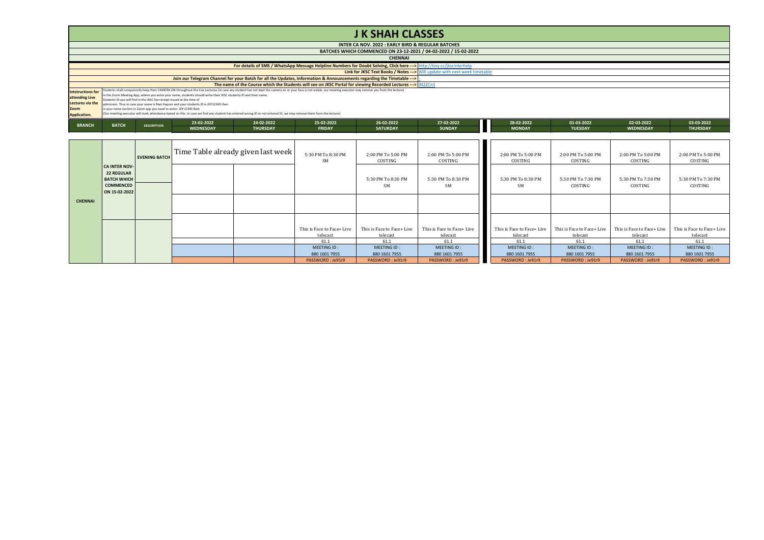# J K SHAH CLASSES

**INTER CA NOV. 2022 : EARLY BIRD & REGULAR BATCHES**

**BATCHES WHICH COMMENCED ON 23-12-2021 / 04-02-2022 / 15-02-2022**

**CHENNAI**

**For details of SMS / WhatsApp Message Helpline Numbers for Doubt Solving, Click here --->** http://tiny.cc/jkscinterhelp

**Link for JKSC Text Books / Notes --->** Will update with next week timetable

**Join our Telegram Channel for your Batch for all the Updates, Information & Announcements regarding the Timetable --->** -

**The name of the Course which the Students will see on JKSC Portal for viewing Recorded Lectures --->** IN22Cn1

**Intstructions for attending Live Lectures via the Zoom Application.**

Students shall compulsorily keep their CAMERA ON throughout the Live Lectures (in case any student has not kept the camera on or your face is not visible, our meeting executor may remove you from the lecture)
In the Zoom Meeting App, where you write your name, students should write their JKSC students ID and their name.
Students ID you will find in the JKSC fee receipt issued at the time of
admission. Thus in case your name is Ram Kapoor and your students ID is JDF12345 then
in your name section in Zoom app you need to enter- JDF12345 Ram
(Our meeting executor will mark attendance based on this. In case we find any student has entered wrong ID or not entered ID, we may remove them from the lecture)

| BRANCH | BATCH | DESCRIPTION | 23-02-2022 WEDNESDAY | 24-02-2022 THURSDAY | 25-02-2022 FRIDAY | 26-02-2022 SATURDAY | 27-02-2022 SUNDAY | 28-02-2022 MONDAY | 01-03-2022 TUESDAY | 02-03-2022 WEDNESDAY | 03-03-2022 THURSDAY |
|---|---|---|---|---|---|---|---|---|---|---|---|
| CHENNAI | CA INTER NOV-22 REGULAR BATCH WHICH COMMENCED ON 15-02-2022 | EVENING BATCH | Time Table already given last week | | 5:30 PM To 8:30 PM SM | 2:00 PM To 5:00 PM COSTING | 2:00 PM To 5:00 PM COSTING | 2:00 PM To 5:00 PM COSTING | 2:00 PM To 5:00 PM COSTING | 2:00 PM To 5:00 PM COSTING | 2:00 PM To 5:00 PM COSTING |
| | | | | | | 5:30 PM To 8:30 PM SM | 5:30 PM To 8:30 PM SM | 5:30 PM To 8:30 PM SM | 5:30 PM To 7:30 PM COSTING | 5:30 PM To 7:30 PM COSTING | 5:30 PM To 7:30 PM COSTING |
| | | | | | | | | | | | |
| | | | | | This is Face to Face+ Live telecast | This is Face to Face+ Live telecast | This is Face to Face+ Live telecast | This is Face to Face+ Live telecast | This is Face to Face+ Live telecast | This is Face to Face+ Live telecast | This is Face to Face+ Live telecast |
| | | | | | 61.1 | 61.1 | 61.1 | 61.1 | 61.1 | 61.1 | 61.1 |
| | | | | | MEETING ID : 880 1601 7955 | MEETING ID : 880 1601 7955 | MEETING ID : 880 1601 7955 | MEETING ID : 880 1601 7955 | MEETING ID : 880 1601 7955 | MEETING ID : 880 1601 7955 | MEETING ID : 880 1601 7955 |
| | | | | | PASSWORD : Je91r9 | PASSWORD : Je91r9 | PASSWORD : Je91r9 | PASSWORD : Je91r9 | PASSWORD : Je91r9 | PASSWORD : Je91r9 | PASSWORD : Je91r9 |